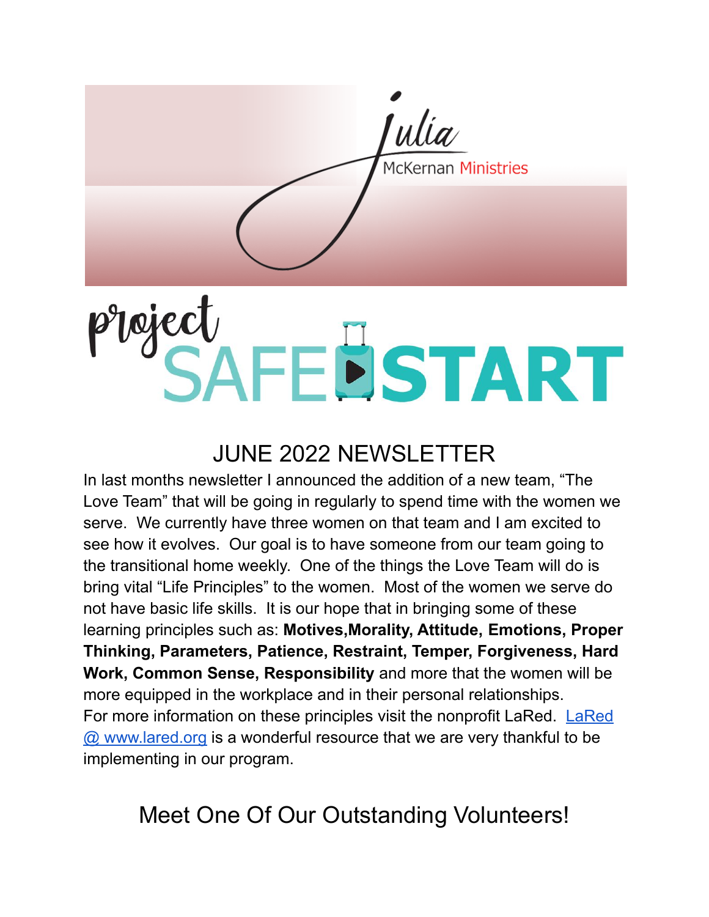Julia McKernan Ministries

project SAFE START

# JUNE 2022 NEWSLETTER

In last months newsletter I announced the addition of a new team, "The Love Team" that will be going in regularly to spend time with the women we serve. We currently have three women on that team and I am excited to see how it evolves. Our goal is to have someone from our team going to the transitional home weekly. One of the things the Love Team will do is bring vital "Life Principles" to the women. Most of the women we serve do not have basic life skills. It is our hope that in bringing some of these learning principles such as: **Motives,Morality, Attitude, Emotions, Proper Thinking, Parameters, Patience, Restraint, Temper, Forgiveness, Hard Work, Common Sense, Responsibility** and more that the women will be more equipped in the workplace and in their personal relationships.
For more information on these principles visit the nonprofit LaRed. [LaRed @ www.lared.org](http://www.lared.org) is a wonderful resource that we are very thankful to be implementing in our program.

## Meet One Of Our Outstanding Volunteers!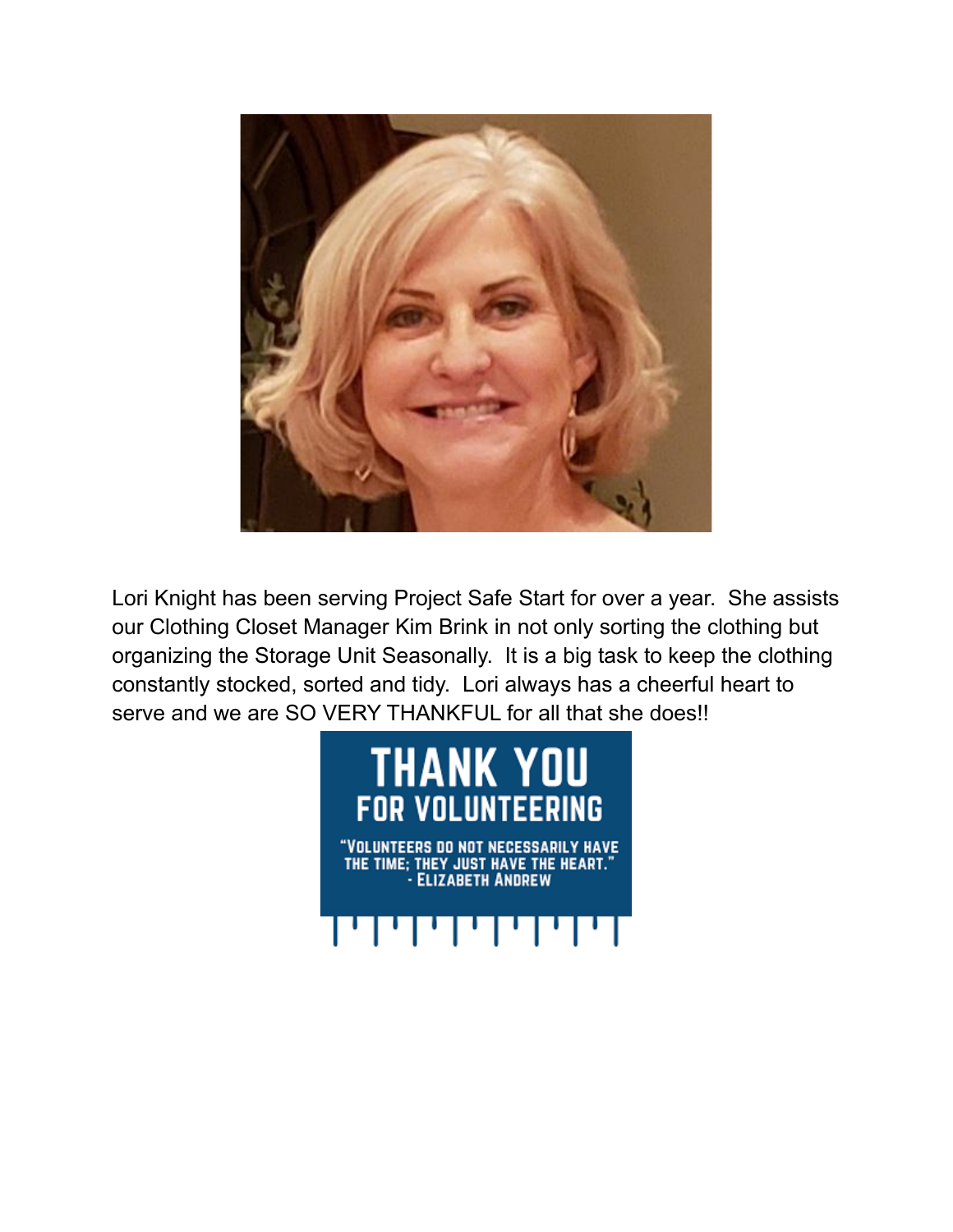Lori Knight has been serving Project Safe Start for over a year. She assists our Clothing Closet Manager Kim Brink in not only sorting the clothing but organizing the Storage Unit Seasonally. It is a big task to keep the clothing constantly stocked, sorted and tidy. Lori always has a cheerful heart to serve and we are SO VERY THANKFUL for all that she does!!

**THANK YOU FOR VOLUNTEERING**

"VOLUNTEERS DO NOT NECESSARILY HAVE THE TIME; THEY JUST HAVE THE HEART." - ELIZABETH ANDREW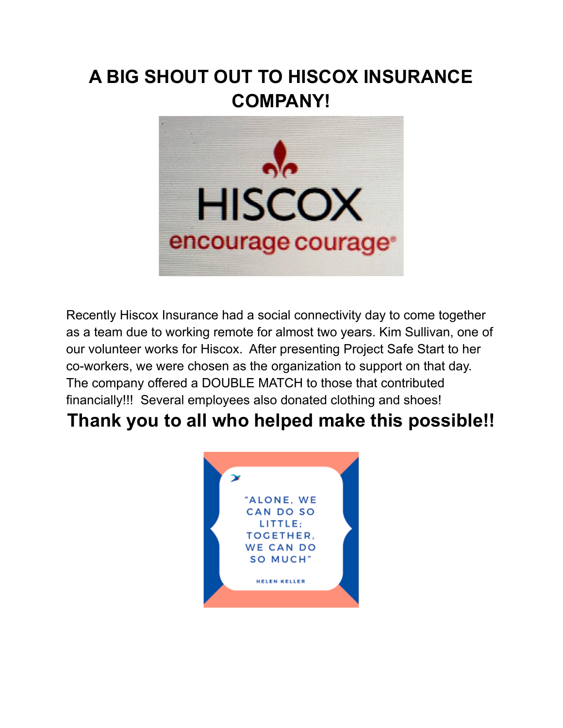# A BIG SHOUT OUT TO HISCOX INSURANCE COMPANY!

Recently Hiscox Insurance had a social connectivity day to come together as a team due to working remote for almost two years. Kim Sullivan, one of our volunteer works for Hiscox. After presenting Project Safe Start to her co-workers, we were chosen as the organization to support on that day. The company offered a DOUBLE MATCH to those that contributed financially!!! Several employees also donated clothing and shoes!

## Thank you to all who helped make this possible!!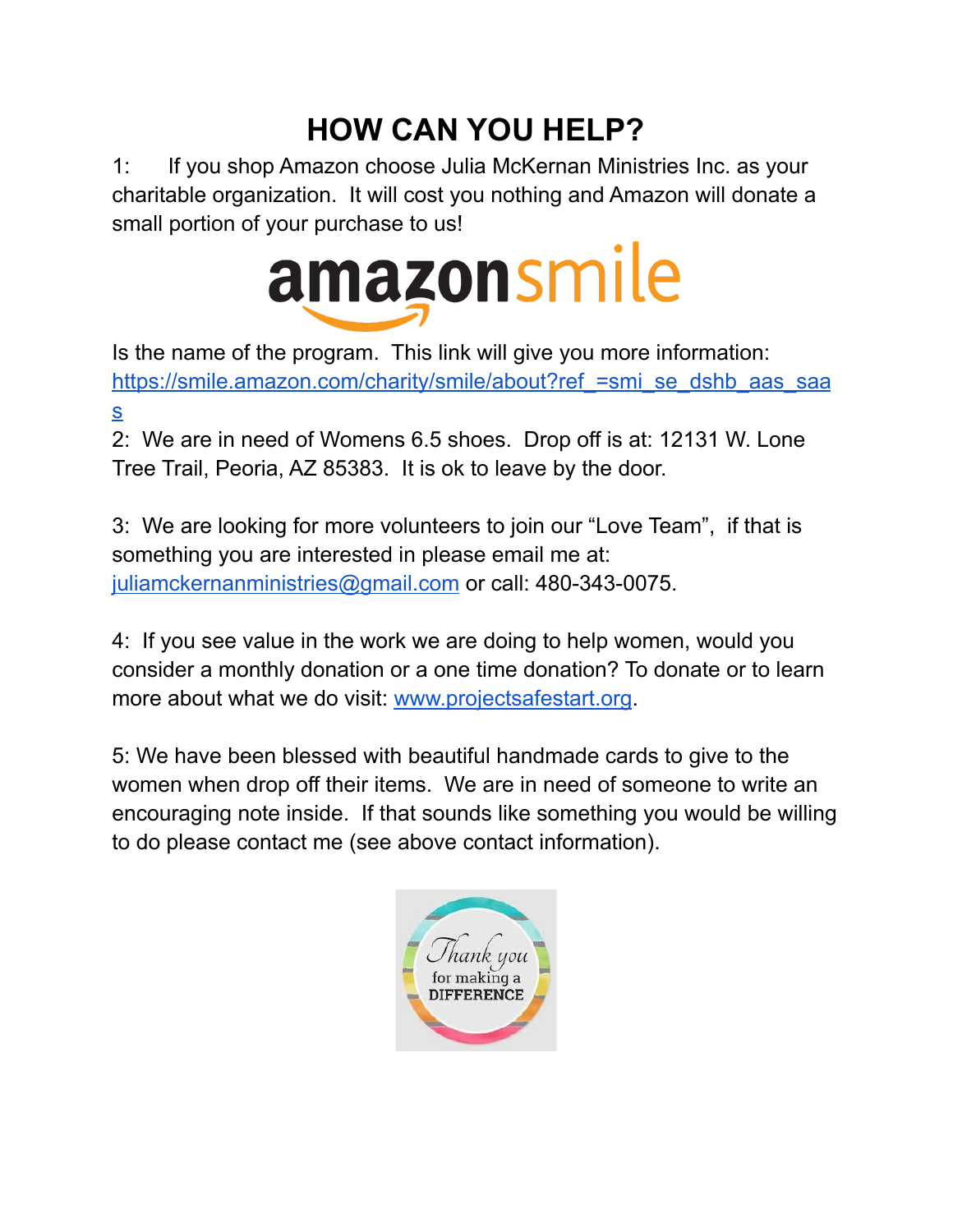# HOW CAN YOU HELP?

1: If you shop Amazon choose Julia McKernan Ministries Inc. as your charitable organization. It will cost you nothing and Amazon will donate a small portion of your purchase to us!

amazonsmile

Is the name of the program. This link will give you more information: https://smile.amazon.com/charity/smile/about?ref_=smi_se_dshb_aas_saas

2: We are in need of Womens 6.5 shoes. Drop off is at: 12131 W. Lone Tree Trail, Peoria, AZ 85383. It is ok to leave by the door.

3: We are looking for more volunteers to join our "Love Team", if that is something you are interested in please email me at: juliamckernanministries@gmail.com or call: 480-343-0075.

4: If you see value in the work we are doing to help women, would you consider a monthly donation or a one time donation? To donate or to learn more about what we do visit: www.projectsafestart.org.

5: We have been blessed with beautiful handmade cards to give to the women when drop off their items. We are in need of someone to write an encouraging note inside. If that sounds like something you would be willing to do please contact me (see above contact information).

Thank you for making a DIFFERENCE